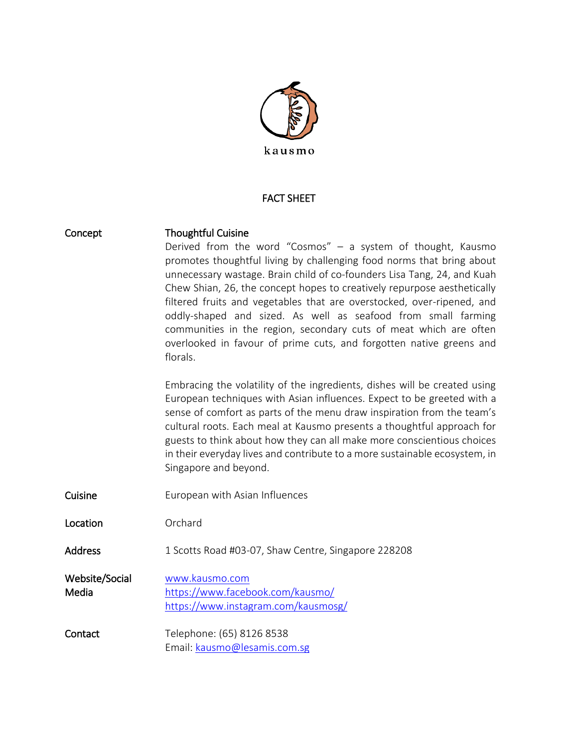kausmo

# FACT SHEET

| | |
|---|---|
| **Concept** | **Thoughtful Cuisine**<br>Derived from the word "Cosmos" – a system of thought, Kausmo promotes thoughtful living by challenging food norms that bring about unnecessary wastage. Brain child of co-founders Lisa Tang, 24, and Kuah Chew Shian, 26, the concept hopes to creatively repurpose aesthetically filtered fruits and vegetables that are overstocked, over-ripened, and oddly-shaped and sized. As well as seafood from small farming communities in the region, secondary cuts of meat which are often overlooked in favour of prime cuts, and forgotten native greens and florals.<br><br>Embracing the volatility of the ingredients, dishes will be created using European techniques with Asian influences. Expect to be greeted with a sense of comfort as parts of the menu draw inspiration from the team's cultural roots. Each meal at Kausmo presents a thoughtful approach for guests to think about how they can all make more conscientious choices in their everyday lives and contribute to a more sustainable ecosystem, in Singapore and beyond. |
| **Cuisine** | European with Asian Influences |
| **Location** | Orchard |
| **Address** | 1 Scotts Road #03-07, Shaw Centre, Singapore 228208 |
| **Website/Social Media** | www.kausmo.com<br>https://www.facebook.com/kausmo/<br>https://www.instagram.com/kausmosg/ |
| **Contact** | Telephone: (65) 8126 8538<br>Email: kausmo@lesamis.com.sg |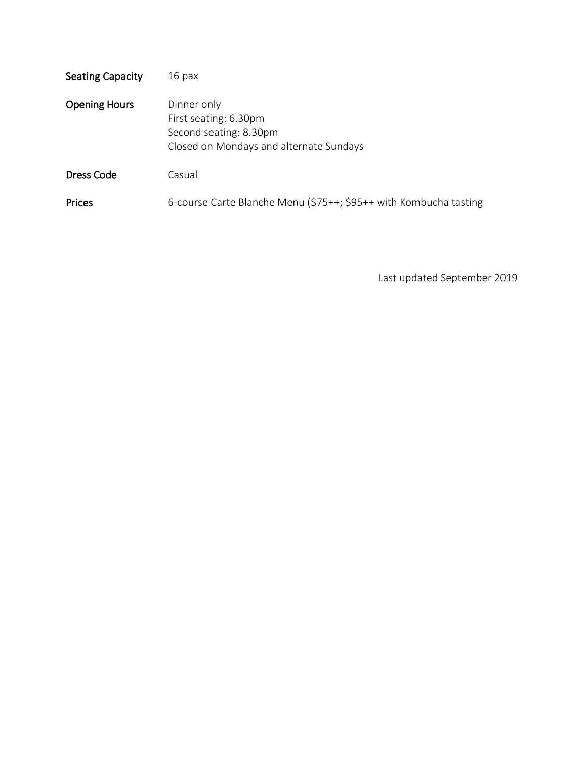| | |
|---|---|
| **Seating Capacity** | 16 pax |
| **Opening Hours** | Dinner only<br>First seating: 6.30pm<br>Second seating: 8.30pm<br>Closed on Mondays and alternate Sundays |
| **Dress Code** | Casual |
| **Prices** | 6-course Carte Blanche Menu ($75++; $95++ with Kombucha tasting |

Last updated September 2019